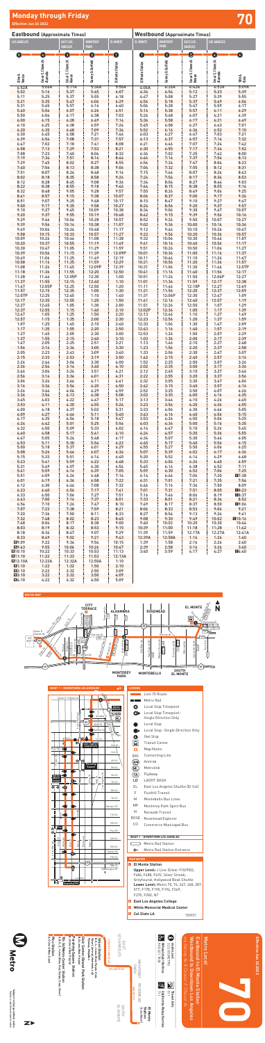# Monday through Friday

**Effective Jun 26 2022**

**70**

## Eastbound (Approximate Times)

| LOS ANGELES | | EAST LOS ANGELES | MONTEREY PARK | EL MONTE |
|---|---|---|---|---|
| 5 | 4 | 3 | 2 | 1 |
| Olive & Venice | Cesar E Chavez & Alameda | Cesar E Chavez & Soto | Garvey & Garfield | El Monte Station |
| 4:52A | 5:06A | 5:17A | 5:36A | 5:58A |
| 5:02 | 5:16 | 5:27 | 5:45 | 6:07 |
| 5:11 | 5:25 | 5:37 | 5:55 | 6:18 |
| 5:21 | 5:35 | 5:47 | 6:06 | 6:29 |
| 5:31 | 5:45 | 5:57 | 6:16 | 6:40 |
| 5:40 | 5:54 | 6:07 | 6:26 | 6:51 |
| 5:50 | 6:04 | 6:17 | 6:38 | 7:03 |
| 6:00 | 6:15 | 6:28 | 6:49 | 7:14 |
| 6:10 | 6:25 | 6:38 | 6:59 | 7:24 |
| 6:20 | 6:35 | 6:48 | 7:09 | 7:34 |
| 6:30 | 6:45 | 6:58 | 7:21 | 7:46 |
| 6:39 | 6:54 | 7:08 | 7:31 | 7:57 |
| 6:47 | 7:02 | 7:18 | 7:41 | 8:08 |
| 6:58 | 7:13 | 7:29 | 7:53 | 8:21 |
| 7:08 | 7:23 | 7:40 | 8:04 | 8:32 |
| 7:19 | 7:34 | 7:51 | 8:14 | 8:44 |
| 7:29 | 7:45 | 8:02 | 8:27 | 8:55 |
| 7:40 | 7:56 | 8:13 | 8:38 | 9:06 |
| 7:51 | 8:07 | 8:24 | 8:48 | 9:16 |
| 8:02 | 8:18 | 8:35 | 8:58 | 9:26 |
| 8:12 | 8:28 | 8:45 | 9:08 | 9:36 |
| 8:22 | 8:38 | 8:55 | 9:18 | 9:46 |
| 8:32 | 8:48 | 9:05 | 9:28 | 9:57 |
| 8:41 | 8:57 | 9:15 | 9:38 | 10:07 |
| 8:50 | 9:07 | 9:25 | 9:48 | 10:17 |
| 9:00 | 9:17 | 9:35 | 9:58 | 10:27 |
| 9:10 | 9:27 | 9:45 | 10:09 | 10:38 |
| 9:20 | 9:37 | 9:55 | 10:19 | 10:48 |
| 9:29 | 9:46 | 10:04 | 10:28 | 10:57 |
| 9:39 | 9:56 | 10:14 | 10:38 | 11:07 |
| 9:49 | 10:06 | 10:24 | 10:48 | 11:17 |
| 9:58 | 10:15 | 10:33 | 10:57 | 11:27 |
| 10:09 | 10:26 | 10:44 | 11:08 | 11:38 |
| 10:20 | 10:37 | 10:55 | 11:19 | 11:49 |
| 10:30 | 10:47 | 11:05 | 11:29 | 11:59 |
| 10:39 | 10:56 | 11:15 | 11:39 | 12:09P |
| 10:49 | 11:06 | 11:25 | 11:49 | 12:19 |
| 10:59 | 11:16 | 11:35 | 11:59 | 12:29 |
| 11:08 | 11:26 | 11:45 | 12:09P | 12:39 |
| 11:18 | 11:36 | 11:55 | 12:20 | 12:50 |
| 11:28 | 11:46 | 12:05P | 12:30 | 1:00 |
| 11:37 | 11:55 | 12:15 | 12:40 | 1:10 |
| 11:47 | 12:05P | 12:25 | 12:50 | 1:20 |
| 11:57 | 12:15 | 12:35 | 1:00 | 1:30 |
| 12:07P | 12:25 | 12:45 | 1:10 | 1:40 |
| 12:17 | 12:35 | 12:55 | 1:20 | 1:50 |
| 12:27 | 12:45 | 1:05 | 1:30 | 2:00 |
| 12:37 | 12:55 | 1:15 | 1:40 | 2:10 |
| 12:47 | 1:05 | 1:25 | 1:50 | 2:20 |
| 12:57 | 1:15 | 1:35 | 2:00 | 2:30 |
| 1:07 | 1:25 | 1:45 | 2:10 | 2:40 |
| 1:17 | 1:35 | 1:55 | 2:20 | 2:50 |
| 1:27 | 1:45 | 2:05 | 2:30 | 3:00 |
| 1:37 | 1:55 | 2:15 | 2:40 | 3:10 |
| 1:47 | 2:05 | 2:25 | 2:51 | 3:21 |
| 1:56 | 2:14 | 2:34 | 3:00 | 3:30 |
| 2:05 | 2:23 | 2:43 | 3:09 | 3:40 |
| 2:15 | 2:33 | 2:53 | 3:19 | 3:50 |
| 2:26 | 2:44 | 3:04 | 3:30 | 4:00 |
| 2:36 | 2:54 | 3:14 | 3:40 | 4:10 |
| 2:46 | 3:04 | 3:24 | 3:51 | 4:21 |
| 2:56 | 3:14 | 3:34 | 4:01 | 4:31 |
| 3:06 | 3:24 | 3:44 | 4:11 | 4:41 |
| 3:16 | 3:34 | 3:54 | 4:20 | 4:50 |
| 3:26 | 3:44 | 4:04 | 4:29 | 4:59 |
| 3:36 | 3:54 | 4:13 | 4:38 | 5:08 |
| 3:45 | 4:03 | 4:22 | 4:47 | 5:17 |
| 3:55 | 4:11 | 4:30 | 4:55 | 5:24 |
| 4:03 | 4:18 | 4:37 | 5:02 | 5:31 |
| 4:11 | 4:27 | 4:46 | 5:11 | 5:40 |
| 4:17 | 4:35 | 4:54 | 5:19 | 5:47 |
| 4:26 | 4:42 | 5:01 | 5:25 | 5:54 |
| 4:32 | 4:50 | 5:09 | 5:33 | 6:02 |
| 4:40 | 4:58 | 5:17 | 5:41 | 6:10 |
| 4:47 | 5:05 | 5:24 | 5:48 | 6:17 |
| 4:53 | 5:11 | 5:30 | 5:54 | 6:22 |
| 5:00 | 5:18 | 5:37 | 6:01 | 6:29 |
| 5:08 | 5:26 | 5:44 | 6:07 | 6:34 |
| 5:15 | 5:33 | 5:51 | 6:14 | 6:40 |
| 5:23 | 5:41 | 5:59 | 6:22 | 6:48 |
| 5:31 | 5:49 | 6:07 | 6:30 | 6:56 |
| 5:41 | 5:59 | 6:16 | 6:39 | 7:05 |
| 5:51 | 6:09 | 6:26 | 6:48 | 7:14 |
| 6:01 | 6:19 | 6:36 | 6:58 | 7:22 |
| 6:12 | 6:30 | 6:46 | 7:08 | 7:32 |
| 6:23 | 6:40 | 6:56 | 7:17 | 7:41 |
| 6:33 | 6:50 | 7:06 | 7:27 | 7:51 |
| 6:43 | 7:00 | 7:16 | 7:37 | 8:01 |
| 6:54 | 7:10 | 7:26 | 7:47 | 8:10 |
| 7:07 | 7:23 | 7:38 | 7:59 | 8:21 |
| 7:20 | 7:36 | 7:50 | 8:11 | 8:33 |
| 7:32 | 7:48 | 8:02 | 8:23 | 8:45 |
| 7:46 | 8:02 | 8:17 | 8:38 | 9:00 |
| 8:03 | 8:17 | 8:32 | 8:53 | 9:15 |
| 8:18 | 8:36 | 8:47 | 9:07 | 9:29 |
| 8:33 | 8:49 | 9:02 | 9:21 | 9:43 |
| B 9:09 | 9:22 | 9:34 | 9:56 | 10:15 |
| B 9:43 | 9:55 | 10:06 | 10:26 | 10:47 |
| B 10:10 | 10:22 | 10:33 | 10:53 | 11:13 |
| B 11:10 | 11:22 | 11:33 | 11:53 | 12:13A |
| B 12:10A | 12:22A | 12:32A | 12:50A | 1:10 |
| B 1:10 | 1:22 | 1:32 | 1:50 | 2:10 |
| B 2:10 | 2:22 | 2:32 | 2:50 | 3:10 |
| B 3:10 | 3:22 | 3:32 | 3:50 | 4:09 |
| B 4:10 | 4:22 | 4:32 | 4:50 | 5:09 |

## Westbound (Approximate Times)

| EL MONTE | MONTEREY PARK | EAST LOS ANGELES | LOS ANGELES | |
|---|---|---|---|---|
| 1 | 2 | 3 | 4 | 6 |
| El Monte Station | Garvey & Garfield | Cesar E Chavez & Soto | Cesar E Chavez & Alameda | 16th & Olive |
| 4:05A | 4:26A | 4:42A | 4:52A | 5:09A |
| 4:34 | 4:56 | 5:12 | 5:23 | 5:39 |
| 4:47 | 5:08 | 5:27 | 5:39 | 5:55 |
| 4:56 | 5:18 | 5:37 | 5:49 | 6:06 |
| 5:06 | 5:28 | 5:47 | 5:59 | 6:17 |
| 5:16 | 5:38 | 5:57 | 6:11 | 6:29 |
| 5:26 | 5:48 | 6:07 | 6:21 | 6:39 |
| 5:36 | 5:58 | 6:18 | 6:32 | 6:50 |
| 5:46 | 6:09 | 6:29 | 6:43 | 7:00 |
| 5:56 | 6:19 | 6:39 | 6:53 | 7:10 |
| 6:03 | 6:27 | 6:47 | 7:02 | 7:21 |
| 6:13 | 6:37 | 6:57 | 7:12 | 7:31 |
| 6:22 | 6:47 | 7:07 | 7:22 | 7:42 |
| 6:30 | 6:55 | 7:15 | 7:31 | 7:52 |
| 6:36 | 7:02 | 7:22 | 7:38 | 8:00 |
| 6:44 | 7:09 | 7:29 | 7:46 | 8:08 |
| 6:51 | 7:16 | 7:37 | 7:54 | 8:16 |
| 6:58 | 7:24 | 7:45 | 8:02 | 8:24 |
| 7:06 | 7:32 | 7:54 | 8:10 | 8:32 |
| 7:15 | 7:41 | 8:03 | 8:19 | 8:41 |
| 7:24 | 7:50 | 8:12 | 8:28 | 8:50 |
| 7:33 | 7:59 | 8:21 | 8:37 | 8:59 |
| 7:42 | 8:08 | 8:30 | 8:46 | 9:08 |
| 7:51 | 8:17 | 8:39 | 8:55 | 9:17 |
| 8:00 | 8:26 | 8:48 | 9:04 | 9:26 |
| 8:10 | 8:36 | 8:58 | 9:14 | 9:36 |
| 8:20 | 8:46 | 9:08 | 9:24 | 9:46 |
| 8:31 | 8:57 | 9:18 | 9:34 | 9:56 |
| 8:41 | 9:07 | 9:28 | 9:44 | 10:06 |
| 8:51 | 9:17 | 9:38 | 9:54 | 10:16 |
| 9:01 | 9:26 | 9:47 | 10:03 | 10:25 |
| 9:11 | 9:36 | 9:56 | 10:12 | 10:34 |
| 9:21 | 9:46 | 10:06 | 10:21 | 10:42 |
| 9:31 | 9:56 | 10:16 | 10:31 | 10:51 |
| 9:41 | 10:06 | 10:26 | 10:40 | 10:57 |
| 9:51 | 10:16 | 10:36 | 10:50 | 11:07 |
| 10:01 | 10:26 | 10:46 | 11:00 | 11:17 |
| 10:11 | 10:36 | 10:56 | 11:10 | 11:27 |
| 10:21 | 10:46 | 11:06 | 11:20 | 11:37 |
| 10:31 | 10:56 | 11:16 | 11:30 | 11:47 |
| 10:41 | 11:06 | 11:26 | 11:40 | 11:57 |
| 10:51 | 11:16 | 11:36 | 11:50 | 12:07P |
| 11:01 | 11:26 | 11:46 | 12:00P | 12:17 |
| 11:11 | 11:36 | 11:56 | 12:10 | 12:27 |
| 11:21 | 11:46 | 12:06P | 12:20 | 12:37 |
| 11:31 | 11:56 | 12:16 | 12:30 | 12:47 |
| 11:41 | 12:06P | 12:26 | 12:40 | 12:57 |
| 11:51 | 12:16 | 12:36 | 12:50 | 1:07 |
| 12:01P | 12:26 | 12:46 | 1:00 | 1:17 |
| 12:11 | 12:36 | 12:56 | 1:10 | 1:27 |
| 12:21 | 12:46 | 1:06 | 1:20 | 1:37 |
| 12:31 | 12:56 | 1:16 | 1:30 | 1:47 |
| 12:41 | 1:06 | 1:26 | 1:40 | 1:57 |
| 12:51 | 1:16 | 1:36 | 1:50 | 2:07 |
| 1:01 | 1:26 | 1:46 | 2:00 | 2:17 |
| 1:11 | 1:36 | 1:56 | 2:10 | 2:27 |
| 1:21 | 1:46 | 2:06 | 2:20 | 2:37 |
| 1:31 | 1:56 | 2:16 | 2:30 | 2:47 |
| 1:41 | 2:06 | 2:26 | 2:40 | 2:57 |
| 1:51 | 2:16 | 2:36 | 2:50 | 3:07 |
| 2:01 | 2:26 | 2:46 | 3:00 | 3:17 |
| 2:11 | 2:36 | 2:56 | 3:10 | 3:27 |
| 2:21 | 2:46 | 3:06 | 3:20 | 3:37 |
| 2:31 | 2:56 | 3:16 | 3:30 | 3:47 |
| 2:41 | 3:06 | 3:26 | 3:40 | 3:57 |
| 2:51 | 3:16 | 3:36 | 3:50 | 4:07 |
| 3:01 | 3:26 | 3:46 | 4:00 | 4:17 |
| 3:11 | 3:36 | 3:56 | 4:10 | 4:27 |
| 3:21 | 3:46 | 4:06 | 4:20 | 4:37 |
| 3:31 | 3:56 | 4:16 | 4:30 | 4:47 |
| 3:41 | 4:06 | 4:26 | 4:40 | 4:57 |
| 3:51 | 4:16 | 4:36 | 4:50 | 5:07 |
| 4:01 | 4:26 | 4:46 | 5:00 | 5:17 |
| 4:12 | 4:37 | 4:57 | 5:11 | 5:28 |
| 4:23 | 4:48 | 5:08 | 5:22 | 5:39 |
| 4:34 | 4:59 | 5:19 | 5:33 | 5:50 |
| 4:45 | 5:10 | 5:30 | 5:44 | 6:01 |
| 4:57 | 5:21 | 5:41 | 5:55 | 6:12 |
| 5:09 | 5:33 | 5:52 | 6:06 | 6:23 |
| 5:21 | 5:45 | 6:04 | 6:17 | 6:34 |
| 5:34 | 5:58 | 6:16 | 6:29 | 6:46 |
| 5:48 | 6:12 | 6:30 | 6:43 | 6:59 |
| 6:03 | 6:27 | 6:45 | 6:57 | 7:13 |
| 6:18 | 6:42 | 7:00 | 7:12 | 7:28 |
| 6:33 | 6:57 | 7:15 | 7:27 | 7:43 |
| 6:50 | 7:13 | 7:31 | 7:43 | 7:58 |
| 7:07 | 7:30 | 7:48 | 8:00 | 8:15 |
| 7:24 | 7:47 | 8:04 | 8:16 | 8:31 |
| 7:42 | 8:05 | 8:22 | 8:34 | 8:48 |
| 8:05 | 8:28 | 8:45 | 8:56 | 9:10 |
| 8:37 | 9:00 | 9:17 | 9:28 | 9:42 |
| 9:08 | 9:31 | 9:48 | 9:59 | 10:13 |
| 9:40 | 10:02 | 10:20 | 10:30 | 10:44 |
| 10:39 | 11:00 | 11:18 | 11:28 | 11:42 |
| 11:39 | 11:59 | 12:17A | 12:27A | 12:41A |
| 12:39A | 12:58A | 1:16 | 1:26 | 1:40 |
| 1:39 | 1:58 | 2:16 | 2:26 | 2:40 |
| 2:39 | 2:58 | 3:16 | 3:26 | 3:40 |
| 3:40 | 3:59 | 4:17 | 4:27 | 4:40 |

## Route Map

Los Angeles – City Terrace – Alhambra – Rosemead – El Monte – Monterey Park – Montebello – South El Monte

### Inset 1 – Downtown Los Angeles

### Legend

- Line 70 Route
- Metro Rail
- Local Stop Timepoint
- Local Stop Timepoint – Single Direction Only
- Local Stop
- Local Stop – Single Direction Only
- Owl Stop
- Transit Center
- Map Notes
- Connecting Line
- Amtrak
- Metrolink
- FlyAway
- LD: LADOT DASH
- EL: East Los Angeles Shuttle ($0.50)
- F: Foothill Transit
- M: Montebello Bus Lines
- MP: Monterey Park Spirit Bus
- N: Norwalk Transit
- ROSE: Rosemead Explorer
- CO: Commerce Municipal Bus

**Inset 1 – Downtown Los Angeles**

- Metro Rail Station
- Metro Rail Station Entrance

### Map Notes

- **A El Monte Station**
  **Upper Level:** J Line (Silver 910/950), F486, F488, F492, Silver Streak, Greyhound, Hollywood Bowl Shuttle
  **Lower Level:** Metro 70, 76, 267, 268, 287, 577, F178, F190, F194, F269, F270, F282, N7
- **B East Los Angeles College**
- **C White Memorial Medical Center**
- **D Cal State LA**

**Metro Local**

**70**

Eastbound to El Monte Station
Westbound to Downtown Los Angeles

via Cesar E Chavez Av & Garvey Av

Effective Jun 26 2022

Los Angeles – East Los Angeles – Monterey Park – Rosemead – El Monte

Metro

Subject to change without notice
Sujeto a cambios sin previo aviso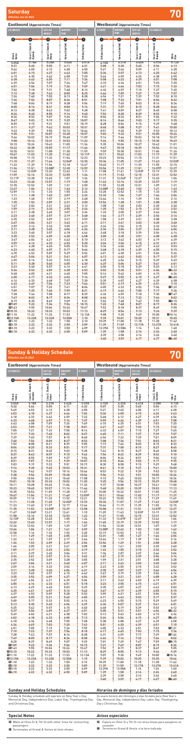# Saturday — 70
**Effective Jun 26 2022**

## Eastbound (Approximate Times)

| LOS ANGELES | LOS ANGELES | EAST LOS ANGELES | MONTEREY PARK | EL MONTE |
|---|---|---|---|---|
| 5 Olive & Venice | 4 Cesar E Chavez & Alameda | 3 Cesar E Chavez & Mednik | 2 Garvey & Garfield | 1 El Monte Station |
| 5:05A | 5:18A | 5:28A | 5:46A | 6:01A |
| 5:31 | 5:45 | 5:55 | 6:11 | 6:31 |
| 5:46 | 6:00 | 6:12 | 6:28 | 6:50 |
| 6:01 | 6:15 | 6:27 | 6:43 | 7:05 |
| 6:15 | 6:30 | 6:42 | 6:58 | 7:20 |
| 6:28 | 6:43 | 6:55 | 7:11 | 7:34 |
| 6:39 | 6:54 | 7:07 | 7:24 | 7:47 |
| 6:51 | 7:06 | 7:19 | 7:36 | 7:59 |
| 7:02 | 7:18 | 7:31 | 7:48 | 8:12 |
| 7:12 | 7:28 | 7:43 | 8:00 | 8:25 |
| 7:24 | 7:40 | 7:55 | 8:13 | 8:38 |
| 7:36 | 7:52 | 8:07 | 8:26 | 8:51 |
| 7:48 | 8:04 | 8:19 | 8:38 | 9:04 |
| 8:00 | 8:16 | 8:31 | 8:50 | 9:16 |
| 8:12 | 8:28 | 8:43 | 9:02 | 9:28 |
| 8:24 | 8:40 | 8:55 | 9:14 | 9:40 |
| 8:36 | 8:52 | 9:07 | 9:26 | 9:53 |
| 8:47 | 9:03 | 9:19 | 9:39 | 10:07 |
| 8:59 | 9:15 | 9:31 | 9:51 | 10:19 |
| 9:11 | 9:27 | 9:43 | 10:03 | 10:31 |
| 9:23 | 9:39 | 9:55 | 10:16 | 10:44 |
| 9:35 | 9:51 | 10:07 | 10:28 | 10:57 |
| 9:46 | 10:02 | 10:19 | 10:40 | 11:09 |
| 9:58 | 10:14 | 10:31 | 10:53 | 11:22 |
| 10:10 | 10:26 | 10:43 | 11:05 | 11:34 |
| 10:22 | 10:38 | 10:55 | 11:17 | 11:46 |
| 10:35 | 10:51 | 11:08 | 11:30 | 11:59 |
| 10:47 | 11:03 | 11:20 | 11:42 | 12:11P |
| 10:58 | 11:15 | 11:32 | 11:54 | 12:23 |
| 11:10 | 11:27 | 11:44 | 12:06P | 12:35 |
| 11:22 | 11:39 | 11:56 | 12:18 | 12:47 |
| 11:34 | 11:51 | 12:08P | 12:30 | 12:59 |
| 11:46 | 12:03P | 12:20 | 12:42 | 1:11 |
| 11:58 | 12:16 | 12:33 | 12:54 | 1:23 |
| 12:11P | 12:28 | 12:45 | 1:07 | 1:36 |
| 12:23 | 12:40 | 12:57 | 1:19 | 1:48 |
| 12:35 | 12:52 | 1:09 | 1:31 | 2:00 |
| 12:47 | 1:04 | 1:21 | 1:43 | 2:12 |
| 12:59 | 1:16 | 1:33 | 1:55 | 2:24 |
| 1:11 | 1:28 | 1:45 | 2:07 | 2:36 |
| 1:23 | 1:40 | 1:57 | 2:19 | 2:48 |
| 1:35 | 1:52 | 2:09 | 2:31 | 3:00 |
| 1:47 | 2:04 | 2:21 | 2:43 | 3:12 |
| 1:59 | 2:16 | 2:33 | 2:55 | 3:24 |
| 2:11 | 2:28 | 2:45 | 3:07 | 3:36 |
| 2:23 | 2:40 | 2:57 | 3:19 | 3:48 |
| 2:35 | 2:52 | 3:09 | 3:31 | 3:59 |
| 2:47 | 3:04 | 3:21 | 3:43 | 4:11 |
| 2:59 | 3:16 | 3:33 | 3:55 | 4:23 |
| 3:11 | 3:28 | 3:45 | 4:06 | 4:34 |
| 3:23 | 3:40 | 3:57 | 4:18 | 4:46 |
| 3:35 | 3:52 | 4:09 | 4:30 | 4:58 |
| 3:47 | 4:04 | 4:21 | 4:42 | 5:10 |
| 3:59 | 4:16 | 4:33 | 4:53 | 5:20 |
| 4:11 | 4:28 | 4:45 | 5:05 | 5:32 |
| 4:23 | 4:40 | 4:57 | 5:17 | 5:44 |
| 4:35 | 4:52 | 5:09 | 5:29 | 5:56 |
| 4:47 | 5:04 | 5:21 | 5:41 | 6:07 |
| 4:59 | 5:16 | 5:33 | 5:53 | 6:18 |
| 5:11 | 5:28 | 5:45 | 6:05 | 6:30 |
| 5:23 | 5:40 | 5:57 | 6:16 | 6:41 |
| 5:36 | 5:53 | 6:09 | 6:28 | 6:53 |
| 5:48 | 6:05 | 6:21 | 6:40 | 7:05 |
| 6:00 | 6:17 | 6:33 | 6:52 | 7:16 |
| 6:16 | 6:33 | 6:48 | 7:07 | 7:30 |
| 6:33 | 6:49 | 7:04 | 7:23 | 7:46 |
| 6:51 | 7:07 | 7:22 | 7:41 | 8:04 |
| 7:09 | 7:25 | 7:40 | 7:59 | 8:21 |
| 7:28 | 7:44 | 7:58 | 8:17 | 8:39 |
| 7:48 | 8:03 | 8:17 | 8:36 | 8:58 |
| 8:19 | 8:35 | 8:49 | 9:09 | 9:31 |
| A 9:09 | 9:22 | 9:36 | 9:56 | 10:15 |
| A 9:43 | 9:56 | 10:10 | 10:29 | 10:47 |
| A 10:10 | 10:22 | 10:35 | 10:53 | 11:10 |
| A 10:43 | 10:55 | 11:08 | 11:26 | 11:43 |
| A 11:13 | 11:25 | 11:38 | 11:55 | 12:12A |
| A 12:10A | 12:22A | 12:33A | 12:50A | 1:10 |
| A 1:10 | 1:22 | 1:32 | 1:50 | 2:10 |
| A 2:10 | 2:22 | 2:32 | 2:50 | 3:09 |
| A 3:10 | 3:22 | 3:32 | 3:50 | 4:09 |
| A 4:10 | 4:22 | 4:32 | 4:50 | 5:09 |

## Westbound (Approximate Times)

| EL MONTE | MONTEREY PARK | EAST LOS ANGELES | LOS ANGELES | LOS ANGELES |
|---|---|---|---|---|
| 1 El Monte Station | 2 Garvey & Garfield | 3 Cesar E Chavez & Mednik | 4 Cesar E Chavez & Alameda | 6 7th St & Olive |
| 4:10A | 4:31A | 4:46A | 4:57A | 5:12A |
| 5:08 | 5:30 | 5:45 | 5:56 | 6:13 |
| 5:21 | 5:44 | 5:59 | 6:11 | 6:28 |
| 5:34 | 5:57 | 6:13 | 6:25 | 6:42 |
| 5:46 | 6:09 | 6:26 | 6:38 | 6:55 |
| 5:58 | 6:22 | 6:39 | 6:51 | 7:08 |
| 6:10 | 6:34 | 6:51 | 7:03 | 7:20 |
| 6:21 | 6:46 | 7:03 | 7:15 | 7:32 |
| 6:32 | 6:57 | 7:15 | 7:27 | 7:45 |
| 6:44 | 7:09 | 7:27 | 7:39 | 7:57 |
| 6:56 | 7:21 | 7:39 | 7:52 | 8:10 |
| 7:08 | 7:33 | 7:51 | 8:04 | 8:22 |
| 7:19 | 7:45 | 8:03 | 8:16 | 8:34 |
| 7:31 | 7:57 | 8:15 | 8:28 | 8:46 |
| 7:41 | 8:09 | 8:27 | 8:40 | 8:58 |
| 7:52 | 8:20 | 8:39 | 8:52 | 9:10 |
| 8:04 | 8:32 | 8:51 | 9:04 | 9:22 |
| 8:16 | 8:44 | 9:03 | 9:17 | 9:35 |
| 8:28 | 8:56 | 9:15 | 9:29 | 9:48 |
| 8:40 | 9:08 | 9:27 | 9:41 | 10:00 |
| 8:51 | 9:20 | 9:39 | 9:53 | 10:12 |
| 9:03 | 9:32 | 9:51 | 10:05 | 10:24 |
| 9:15 | 9:44 | 10:03 | 10:18 | 10:37 |
| 9:26 | 9:55 | 10:15 | 10:30 | 10:49 |
| 9:35 | 10:06 | 10:27 | 10:42 | 11:01 |
| 9:47 | 10:18 | 10:39 | 10:54 | 11:14 |
| 9:59 | 10:30 | 10:51 | 11:06 | 11:26 |
| 10:11 | 10:42 | 11:03 | 11:19 | 11:39 |
| 10:23 | 10:54 | 11:15 | 11:31 | 11:51 |
| 10:36 | 11:05 | 11:27 | 11:43 | 12:03P |
| 10:45 | 11:17 | 11:39 | 11:55 | 12:15 |
| 10:56 | 11:29 | 11:51 | 12:07P | 12:27 |
| 11:08 | 11:41 | 12:03P | 12:19 | 12:39 |
| 11:20 | 11:53 | 12:15 | 12:31 | 12:51 |
| 11:31 | 12:04P | 12:27 | 12:45 | 1:04 |
| 11:43 | 12:16 | 12:39 | 12:57 | 1:16 |
| 11:55 | 12:28 | 12:51 | 1:09 | 1:31 |
| 12:08P | 12:40 | 1:03 | 1:21 | 1:43 |
| 12:20 | 12:52 | 1:15 | 1:33 | 1:55 |
| 12:32 | 1:04 | 1:27 | 1:44 | 2:06 |
| 12:44 | 1:16 | 1:39 | 1:56 | 2:18 |
| 12:56 | 1:28 | 1:51 | 2:08 | 2:30 |
| 1:08 | 1:40 | 2:03 | 2:20 | 2:40 |
| 1:20 | 1:52 | 2:15 | 2:32 | 2:52 |
| 1:33 | 2:05 | 2:27 | 2:44 | 3:04 |
| 1:44 | 2:17 | 2:39 | 2:56 | 3:16 |
| 1:58 | 2:29 | 2:51 | 3:08 | 3:28 |
| 2:11 | 2:41 | 3:03 | 3:20 | 3:40 |
| 2:22 | 2:54 | 3:15 | 3:32 | 3:52 |
| 2:36 | 3:06 | 3:27 | 3:44 | 4:04 |
| 2:48 | 3:18 | 3:39 | 3:56 | 4:16 |
| 3:00 | 3:30 | 3:51 | 4:08 | 4:28 |
| 3:12 | 3:42 | 4:03 | 4:19 | 4:39 |
| 3:24 | 3:54 | 4:15 | 4:31 | 4:51 |
| 3:36 | 4:06 | 4:27 | 4:43 | 5:03 |
| 3:48 | 4:18 | 4:39 | 4:55 | 5:15 |
| 4:01 | 4:30 | 4:51 | 5:06 | 5:26 |
| 4:13 | 4:42 | 5:03 | 5:17 | 5:37 |
| 4:25 | 4:54 | 5:15 | 5:29 | 5:49 |
| 4:37 | 5:06 | 5:27 | 5:41 | 6:01 |
| 4:50 | 5:18 | 5:39 | 5:53 | 6:12 |
| 5:02 | 5:30 | 5:51 | 6:04 | 6:22 |
| 5:14 | 5:42 | 6:03 | 6:15 | 6:34 |
| 5:27 | 5:55 | 6:15 | 6:27 | B 6:45 |
| 5:39 | 6:07 | 6:27 | 6:39 | 6:58 |
| 5:51 | 6:19 | 6:39 | 6:51 | 7:09 |
| 6:05 | 6:33 | 6:52 | 7:04 | B 7:22 |
| 6:19 | 6:46 | 7:05 | 7:17 | 7:36 |
| 6:32 | 6:59 | 7:18 | 7:30 | 7:49 |
| 6:46 | 7:13 | 7:32 | 7:44 | 8:02 |
| 7:02 | 7:28 | 7:47 | 7:59 | B 8:15 |
| 7:22 | 7:48 | 8:07 | 8:19 | 8:34 |
| 7:52 | 8:17 | 8:35 | 8:47 | B 9:02 |
| 8:29 | 8:54 | 9:12 | 9:24 | 9:39 |
| 9:08 | 9:30 | 9:47 | 9:58 | B 10:14 |
| 9:39 | 10:01 | 10:18 | 10:29 | 10:45 |
| 10:39 | 11:00 | 11:18 | 11:28 | 11:42 |
| 11:39 | 11:59 | 12:17A | 12:27A | 12:41A |
| 12:39A | 12:58A | 1:16 | 1:26 | 1:40 |
| 1:39 | 1:58 | 2:16 | 2:26 | 2:40 |
| 2:39 | 2:58 | 3:16 | 3:26 | 3:40 |
| 3:40 | 3:59 | 4:17 | 4:27 | B 4:40 |

# Sunday & Holiday Schedule — 70
**Effective Jun 26 2022**

## Eastbound (Approximate Times)

| LOS ANGELES | LOS ANGELES | EAST LOS ANGELES | MONTEREY PARK | EL MONTE |
|---|---|---|---|---|
| 5 Olive & Venice | 4 Cesar E Chavez & Alameda | 3 Cesar E Chavez & Mednik | 2 Garvey & Garfield | 1 El Monte Station |
| 5:05A | 5:18A | 5:27A | 5:42A | 5:59A |
| 5:32 | 5:46 | 5:55 | 6:11 | 6:32 |
| 5:48 | 6:03 | 6:12 | 6:28 | 6:50 |
| 6:03 | 6:18 | 6:27 | 6:43 | 7:05 |
| 6:18 | 6:33 | 6:42 | 6:59 | 7:22 |
| 6:33 | 6:48 | 6:57 | 7:14 | 7:37 |
| 6:48 | 7:03 | 7:12 | 7:29 | 7:52 |
| 6:53 | 7:09 | 7:21 | 7:38 | 8:01 |
| 7:05 | 7:21 | 7:33 | 7:50 | 8:14 |
| 7:19 | 7:33 | 7:45 | 8:02 | 8:27 |
| 7:31 | 7:45 | 7:57 | 8:15 | 8:40 |
| 7:42 | 7:56 | 8:09 | 8:27 | 8:52 |
| 7:52 | 8:08 | 8:21 | 8:39 | 9:05 |
| 8:04 | 8:20 | 8:33 | 8:51 | 9:17 |
| 8:15 | 8:31 | 8:45 | 9:03 | 9:30 |
| 8:27 | 8:43 | 8:57 | 9:15 | 9:42 |
| 8:39 | 8:55 | 9:09 | 9:27 | 9:54 |
| 8:51 | 9:07 | 9:21 | 9:39 | 10:07 |
| 9:03 | 9:19 | 9:33 | 9:51 | 10:19 |
| 9:14 | 9:30 | 9:45 | 10:03 | 10:31 |
| 9:26 | 9:42 | 9:57 | 10:16 | 10:44 |
| 9:38 | 9:54 | 10:09 | 10:28 | 10:56 |
| 9:50 | 10:06 | 10:21 | 10:40 | 11:08 |
| 10:01 | 10:18 | 10:33 | 10:52 | 11:21 |
| 10:13 | 10:30 | 10:45 | 11:04 | 11:33 |
| 10:25 | 10:42 | 10:57 | 11:16 | 11:45 |
| 10:36 | 10:53 | 11:09 | 11:28 | 11:57 |
| 10:47 | 11:04 | 11:21 | 11:40 | 12:09P |
| 10:59 | 11:16 | 11:33 | 11:52 | 12:21 |
| 11:11 | 11:28 | 11:45 | 12:04P | 12:33 |
| 11:23 | 11:40 | 11:57 | 12:17 | 12:46 |
| 11:35 | 11:52 | 12:09P | 12:29 | 12:58 |
| 11:47 | 12:04P | 12:21 | 12:41 | 1:10 |
| 11:59 | 12:16 | 12:33 | 12:53 | 1:22 |
| 12:10P | 12:28 | 12:45 | 1:05 | 1:34 |
| 12:22 | 12:40 | 12:57 | 1:17 | 1:46 |
| 12:34 | 12:52 | 1:09 | 1:29 | 1:57 |
| 12:46 | 1:04 | 1:21 | 1:41 | 2:09 |
| 12:58 | 1:16 | 1:33 | 1:53 | 2:20 |
| 1:11 | 1:29 | 1:45 | 2:05 | 2:32 |
| 1:22 | 1:41 | 1:57 | 2:17 | 2:44 |
| 1:34 | 1:53 | 2:09 | 2:29 | 2:56 |
| 1:46 | 2:05 | 2:21 | 2:41 | 3:08 |
| 1:59 | 2:17 | 2:33 | 2:52 | 3:19 |
| 2:11 | 2:29 | 2:45 | 3:04 | 3:31 |
| 2:23 | 2:41 | 2:57 | 3:16 | 3:43 |
| 2:35 | 2:52 | 3:09 | 3:28 | 3:55 |
| 2:47 | 3:04 | 3:21 | 3:40 | 4:07 |
| 2:59 | 3:16 | 3:33 | 3:52 | 4:19 |
| 3:11 | 3:28 | 3:45 | 4:04 | 4:31 |
| 3:23 | 3:40 | 3:57 | 4:16 | 4:43 |
| 3:35 | 3:52 | 4:09 | 4:27 | 4:54 |
| 3:47 | 4:04 | 4:21 | 4:39 | 5:06 |
| 3:59 | 4:16 | 4:33 | 4:51 | 5:18 |
| 4:11 | 4:28 | 4:45 | 5:03 | 5:30 |
| 4:23 | 4:40 | 4:57 | 5:15 | 5:42 |
| 4:35 | 4:52 | 5:09 | 5:27 | 5:53 |
| 4:47 | 5:04 | 5:21 | 5:39 | 6:05 |
| 5:00 | 5:17 | 5:33 | 5:52 | 6:17 |
| 5:13 | 5:30 | 5:45 | 6:04 | 6:29 |
| 5:26 | 5:43 | 5:57 | 6:15 | 6:40 |
| 5:42 | 5:59 | 6:13 | 6:31 | 6:56 |
| 6:02 | 6:18 | 6:33 | 6:50 | 7:13 |
| 6:19 | 6:35 | 6:49 | 7:06 | 7:28 |
| 6:36 | 6:52 | 7:06 | 7:23 | 7:44 |
| 6:53 | 7:09 | 7:23 | 7:40 | 8:01 |
| 7:12 | 7:28 | 7:43 | 7:58 | 8:18 |
| 7:30 | 7:46 | 8:00 | 8:15 | 8:34 |
| 7:52 | 8:07 | 8:21 | 8:36 | 8:54 |
| 8:20 | 8:35 | 8:49 | 9:04 | 9:22 |
| A 8:50 | 9:04 | 9:18 | 9:33 | 9:51 |
| A 9:20 | 9:33 | 9:46 | 10:01 | 10:18 |
| A 9:50 | 10:02 | 10:15 | 10:29 | 10:45 |
| A 10:20 | 10:32 | 10:44 | 10:58 | 11:13 |
| A 10:50 | 11:02 | 11:14 | 11:27 | 11:42 |
| A 11:20 | 11:32 | 11:44 | 11:57 | 12:12A |
| A 12:10A | 12:22A | 12:33A | 12:50A | 1:10 |
| A 1:10 | 1:22 | 1:32 | 1:50 | 2:09 |
| A 2:10 | 2:22 | 2:32 | 2:50 | 3:09 |
| A 3:10 | 3:22 | 3:32 | 3:50 | 4:09 |
| A 4:10 | 4:22 | 4:32 | 4:50 | 5:09 |

## Westbound (Approximate Times)

| EL MONTE | MONTEREY PARK | EAST LOS ANGELES | LOS ANGELES | LOS ANGELES |
|---|---|---|---|---|
| 1 El Monte Station | 2 Garvey & Garfield | 3 Cesar E Chavez & Mednik | 4 Cesar E Chavez & Alameda | 6 7th St & Olive |
| 4:10A | 4:32A | 4:47A | 4:58A | 5:13A |
| 5:07 | 5:30 | 5:45 | 5:56 | 6:13 |
| 5:21 | 5:45 | 6:00 | 6:12 | 6:29 |
| 5:35 | 5:59 | 6:14 | 6:26 | 6:43 |
| 5:48 | 6:12 | 6:27 | 6:39 | 6:56 |
| 6:00 | 6:24 | 6:39 | 6:52 | 7:09 |
| 6:11 | 6:35 | 6:51 | 7:04 | 7:21 |
| 6:21 | 6:45 | 7:02 | 7:15 | 7:32 |
| 6:33 | 6:57 | 7:14 | 7:27 | 7:45 |
| 6:45 | 7:09 | 7:26 | 7:39 | 7:57 |
| 6:57 | 7:21 | 7:38 | 7:51 | 8:09 |
| 7:08 | 7:33 | 7:50 | 8:03 | 8:21 |
| 7:19 | 7:45 | 8:02 | 8:15 | 8:33 |
| 7:30 | 7:56 | 8:14 | 8:27 | 8:45 |
| 7:41 | 8:07 | 8:26 | 8:39 | 8:57 |
| 7:52 | 8:19 | 8:38 | 8:51 | 9:09 |
| 8:04 | 8:31 | 8:50 | 9:04 | 9:22 |
| 8:16 | 8:43 | 9:02 | 9:16 | 9:35 |
| 8:28 | 8:55 | 9:14 | 9:28 | 9:48 |
| 8:40 | 9:07 | 9:26 | 9:40 | 10:00 |
| 8:51 | 9:19 | 9:38 | 9:52 | 10:12 |
| 9:03 | 9:31 | 9:50 | 10:05 | 10:25 |
| 9:15 | 9:43 | 10:02 | 10:17 | 10:37 |
| 9:26 | 9:54 | 10:14 | 10:29 | 10:49 |
| 9:37 | 10:05 | 10:26 | 10:41 | 11:01 |
| 9:48 | 10:17 | 10:38 | 10:53 | 11:13 |
| 9:59 | 10:29 | 10:50 | 11:05 | 11:25 |
| 10:11 | 10:41 | 11:02 | 11:17 | 11:37 |
| 10:22 | 10:53 | 11:14 | 11:29 | 11:49 |
| 10:34 | 11:05 | 11:26 | 11:41 | 12:01P |
| 10:46 | 11:17 | 11:38 | 11:53 | 12:13 |
| 10:58 | 11:29 | 11:50 | 12:05P | 12:25 |
| 11:10 | 11:41 | 12:02P | 12:17 | 12:37 |
| 11:22 | 11:53 | 12:14 | 12:29 | 12:49 |
| 11:34 | 12:05P | 12:26 | 12:41 | 1:01 |
| 11:45 | 12:16 | 12:38 | 12:53 | 1:13 |
| 11:56 | 12:28 | 12:50 | 1:05 | 1:25 |
| 12:08P | 12:40 | 1:02 | 1:17 | 1:37 |
| 12:19 | 12:52 | 1:14 | 1:29 | 1:49 |
| 12:31 | 1:04 | 1:26 | 1:41 | 2:01 |
| 12:43 | 1:16 | 1:38 | 1:53 | 2:13 |
| 12:55 | 1:28 | 1:50 | 2:05 | 2:25 |
| 1:07 | 1:40 | 2:02 | 2:17 | 2:37 |
| 1:19 | 1:52 | 2:14 | 2:29 | 2:49 |
| 1:31 | 2:04 | 2:26 | 2:41 | 3:01 |
| 1:43 | 2:16 | 2:38 | 2:53 | 3:13 |
| 1:55 | 2:28 | 2:50 | 3:05 | 3:25 |
| 2:07 | 2:40 | 3:02 | 3:17 | 3:37 |
| 2:19 | 2:52 | 3:14 | 3:29 | 3:49 |
| 2:31 | 3:04 | 3:26 | 3:41 | 4:01 |
| 2:43 | 3:16 | 3:38 | 3:53 | 4:13 |
| 2:55 | 3:28 | 3:50 | 4:05 | 4:25 |
| 3:08 | 3:40 | 4:02 | 4:17 | 4:37 |
| 3:21 | 3:52 | 4:14 | 4:29 | 4:49 |
| 3:35 | 4:05 | 4:27 | 4:42 | 5:02 |
| 3:49 | 4:19 | 4:40 | 4:55 | 5:15 |
| 4:02 | 4:32 | 4:53 | 5:08 | 5:28 |
| 4:15 | 4:45 | 5:06 | 5:21 | 5:41 |
| 4:28 | 4:58 | 5:19 | 5:34 | 5:54 |
| 4:43 | 5:12 | 5:33 | 5:47 | 6:06 |
| 4:58 | 5:27 | 5:48 | 6:02 | B 6:22 |
| 5:13 | 5:42 | 6:03 | 6:16 | 6:34 |
| 5:28 | 5:57 | 6:17 | 6:29 | B 6:46 |
| 5:44 | 6:12 | 6:31 | 6:43 | 6:59 |
| 6:00 | 6:27 | 6:46 | 6:58 | B 7:15 |
| 6:16 | 6:43 | 7:02 | 7:14 | 7:30 |
| 6:32 | 6:59 | 7:18 | 7:30 | B 7:46 |
| 6:52 | 7:19 | 7:38 | 7:50 | 8:05 |
| 7:15 | 7:42 | 8:00 | 8:12 | B 8:27 |
| 7:42 | 8:08 | 8:26 | 8:38 | 8:52 |
| 8:09 | 8:35 | 8:52 | 9:04 | B 9:18 |
| 8:39 | 9:04 | 9:21 | 9:33 | 9:47 |
| 9:09 | 9:32 | 9:49 | 10:00 | B 10:14 |
| 9:39 | 10:00 | 10:18 | 10:29 | 10:44 |
| 10:39 | 11:00 | 11:18 | 11:28 | 11:42 |
| 11:39 | 11:59 | 12:17A | 12:27A | 12:41A |
| 12:39A | 12:58A | 1:16 | 1:26 | 1:40 |
| 1:39 | 1:58 | 2:16 | 2:26 | 2:40 |
| 2:39 | 2:58 | 3:16 | 3:26 | 3:40 |
| 3:40 | 3:59 | 4:17 | 4:27 | B 4:40 |

## Sunday and Holiday Schedules

Sunday & Holiday schedule will operate on New Year's Day, Memorial Day, Independence Day, Labor Day, Thanksgiving Day and Christmas Day.

## Horarios de domingos y días feriados

Se usara horario del Domingo y dias feriados para New Year's Day, Memorial Day, Independence Day, Labor Day, Thanksgiving Day y Christmas Day.

## Special Notes

- A Waits at Olive St & 7th St with other lines for connecting passengers.
- B Terminates at Grand & Venice at time shown.

## Avisos especiales

- A Espera en Olive St y 7th St con otras líneas para pasajeros en conexión.
- B Termina en Grand & Venice a la hora indicada.